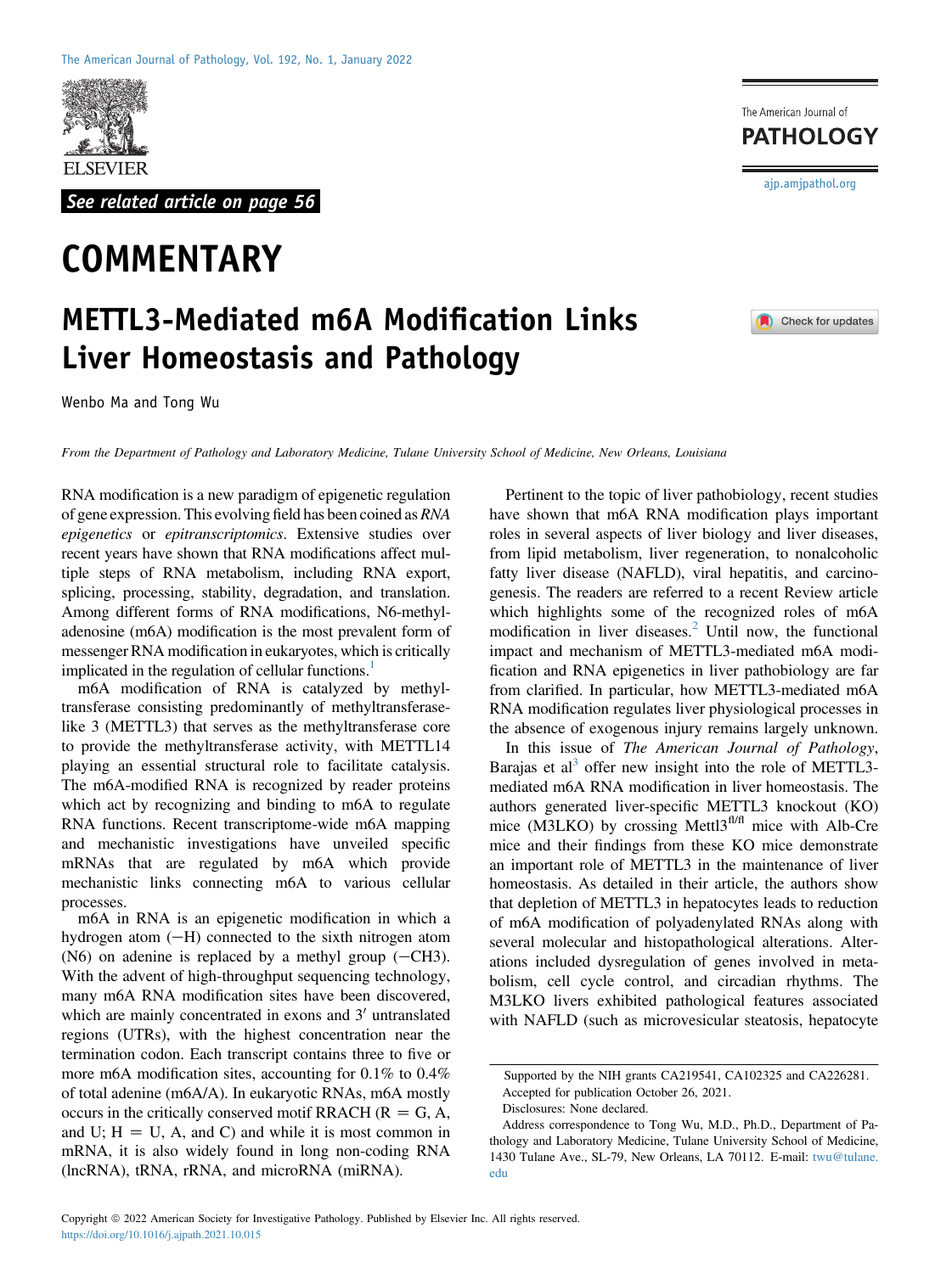See related article on page 56

# COMMENTARY

## METTL3-Mediated m6A Modification Links Liver Homeostasis and Pathology

Wenbo Ma and Tong Wu

*From the Department of Pathology and Laboratory Medicine, Tulane University School of Medicine, New Orleans, Louisiana*

RNA modification is a new paradigm of epigenetic regulation of gene expression. This evolving field has been coined as *RNA epigenetics* or *epitranscriptomics*. Extensive studies over recent years have shown that RNA modifications affect multiple steps of RNA metabolism, including RNA export, splicing, processing, stability, degradation, and translation. Among different forms of RNA modifications, N6-methyladenosine (m6A) modification is the most prevalent form of messenger RNA modification in eukaryotes, which is critically implicated in the regulation of cellular functions.[1]

m6A modification of RNA is catalyzed by methyltransferase consisting predominantly of methyltransferase-like 3 (METTL3) that serves as the methyltransferase core to provide the methyltransferase activity, with METTL14 playing an essential structural role to facilitate catalysis. The m6A-modified RNA is recognized by reader proteins which act by recognizing and binding to m6A to regulate RNA functions. Recent transcriptome-wide m6A mapping and mechanistic investigations have unveiled specific mRNAs that are regulated by m6A which provide mechanistic links connecting m6A to various cellular processes.

m6A in RNA is an epigenetic modification in which a hydrogen atom (−H) connected to the sixth nitrogen atom (N6) on adenine is replaced by a methyl group (−CH3). With the advent of high-throughput sequencing technology, many m6A RNA modification sites have been discovered, which are mainly concentrated in exons and 3′ untranslated regions (UTRs), with the highest concentration near the termination codon. Each transcript contains three to five or more m6A modification sites, accounting for 0.1% to 0.4% of total adenine (m6A/A). In eukaryotic RNAs, m6A mostly occurs in the critically conserved motif RRACH (R = G, A, and U; H = U, A, and C) and while it is most common in mRNA, it is also widely found in long non-coding RNA (lncRNA), tRNA, rRNA, and microRNA (miRNA).

Pertinent to the topic of liver pathobiology, recent studies have shown that m6A RNA modification plays important roles in several aspects of liver biology and liver diseases, from lipid metabolism, liver regeneration, to nonalcoholic fatty liver disease (NAFLD), viral hepatitis, and carcinogenesis. The readers are referred to a recent Review article which highlights some of the recognized roles of m6A modification in liver diseases.[2] Until now, the functional impact and mechanism of METTL3-mediated m6A modification and RNA epigenetics in liver pathobiology are far from clarified. In particular, how METTL3-mediated m6A RNA modification regulates liver physiological processes in the absence of exogenous injury remains largely unknown.

In this issue of *The American Journal of Pathology*, Barajas et al[3] offer new insight into the role of METTL3-mediated m6A RNA modification in liver homeostasis. The authors generated liver-specific METTL3 knockout (KO) mice (M3LKO) by crossing $Mettl3^{fl/fl}$ mice with Alb-Cre mice and their findings from these KO mice demonstrate an important role of METTL3 in the maintenance of liver homeostasis. As detailed in their article, the authors show that depletion of METTL3 in hepatocytes leads to reduction of m6A modification of polyadenylated RNAs along with several molecular and histopathological alterations. Alterations included dysregulation of genes involved in metabolism, cell cycle control, and circadian rhythms. The M3LKO livers exhibited pathological features associated with NAFLD (such as microvesicular steatosis, hepatocyte

Supported by the NIH grants CA219541, CA102325 and CA226281.

Accepted for publication October 26, 2021.

Disclosures: None declared.

Address correspondence to Tong Wu, M.D., Ph.D., Department of Pathology and Laboratory Medicine, Tulane University School of Medicine, 1430 Tulane Ave., SL-79, New Orleans, LA 70112. E-mail: twu@tulane.edu

Copyright © 2022 American Society for Investigative Pathology. Published by Elsevier Inc. All rights reserved.
https://doi.org/10.1016/j.ajpath.2021.10.015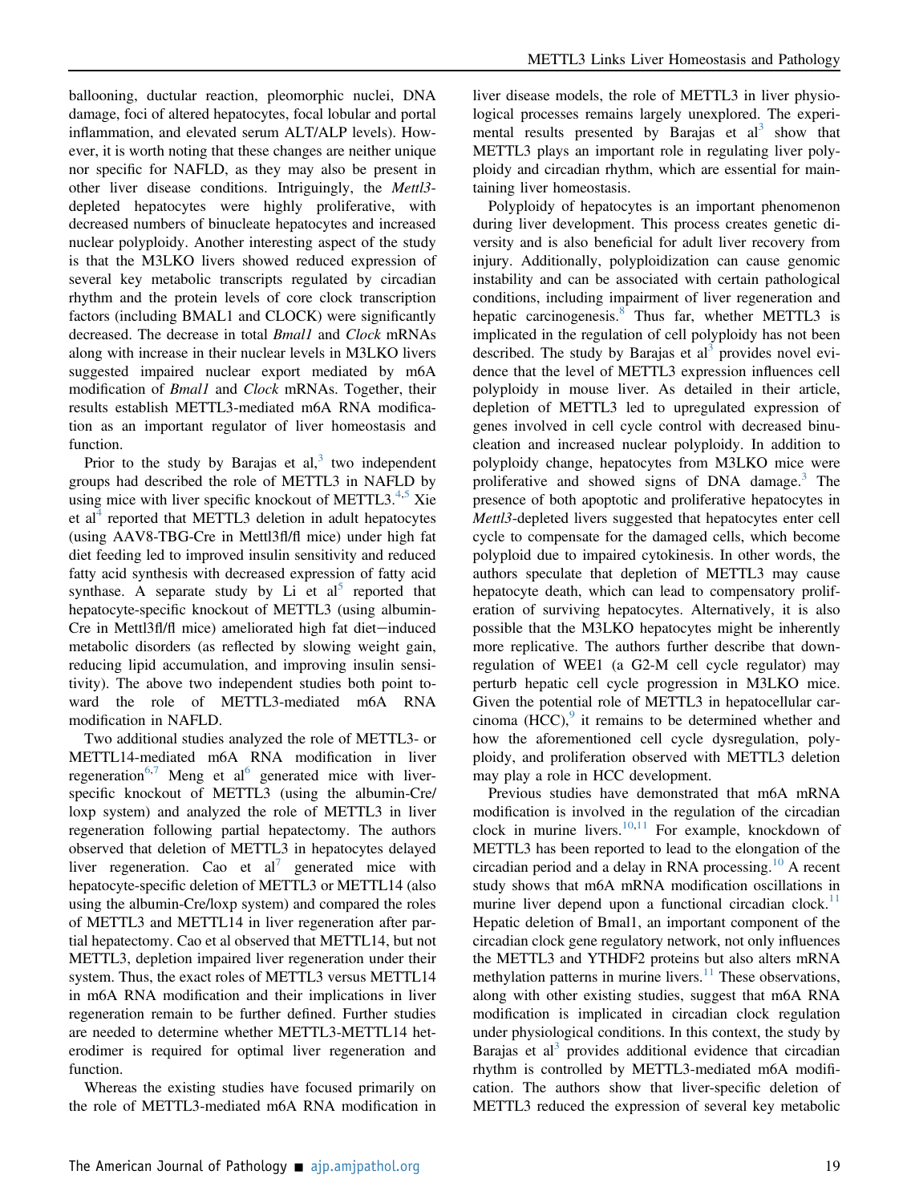ballooning, ductular reaction, pleomorphic nuclei, DNA damage, foci of altered hepatocytes, focal lobular and portal inflammation, and elevated serum ALT/ALP levels). However, it is worth noting that these changes are neither unique nor specific for NAFLD, as they may also be present in other liver disease conditions. Intriguingly, the *Mettl3*-depleted hepatocytes were highly proliferative, with decreased numbers of binucleate hepatocytes and increased nuclear polyploidy. Another interesting aspect of the study is that the M3LKO livers showed reduced expression of several key metabolic transcripts regulated by circadian rhythm and the protein levels of core clock transcription factors (including BMAL1 and CLOCK) were significantly decreased. The decrease in total *Bmal1* and *Clock* mRNAs along with increase in their nuclear levels in M3LKO livers suggested impaired nuclear export mediated by m6A modification of *Bmal1* and *Clock* mRNAs. Together, their results establish METTL3-mediated m6A RNA modification as an important regulator of liver homeostasis and function.

Prior to the study by Barajas et al,[3] two independent groups had described the role of METTL3 in NAFLD by using mice with liver specific knockout of METTL3.[4,5] Xie et al[4] reported that METTL3 deletion in adult hepatocytes (using AAV8-TBG-Cre in Mettl3fl/fl mice) under high fat diet feeding led to improved insulin sensitivity and reduced fatty acid synthesis with decreased expression of fatty acid synthase. A separate study by Li et al[5] reported that hepatocyte-specific knockout of METTL3 (using albumin-Cre in Mettl3fl/fl mice) ameliorated high fat diet−induced metabolic disorders (as reflected by slowing weight gain, reducing lipid accumulation, and improving insulin sensitivity). The above two independent studies both point toward the role of METTL3-mediated m6A RNA modification in NAFLD.

Two additional studies analyzed the role of METTL3- or METTL14-mediated m6A RNA modification in liver regeneration[6,7] Meng et al[6] generated mice with liver-specific knockout of METTL3 (using the albumin-Cre/loxp system) and analyzed the role of METTL3 in liver regeneration following partial hepatectomy. The authors observed that deletion of METTL3 in hepatocytes delayed liver regeneration. Cao et al[7] generated mice with hepatocyte-specific deletion of METTL3 or METTL14 (also using the albumin-Cre/loxp system) and compared the roles of METTL3 and METTL14 in liver regeneration after partial hepatectomy. Cao et al observed that METTL14, but not METTL3, depletion impaired liver regeneration under their system. Thus, the exact roles of METTL3 versus METTL14 in m6A RNA modification and their implications in liver regeneration remain to be further defined. Further studies are needed to determine whether METTL3-METTL14 heterodimer is required for optimal liver regeneration and function.

Whereas the existing studies have focused primarily on the role of METTL3-mediated m6A RNA modification in liver disease models, the role of METTL3 in liver physiological processes remains largely unexplored. The experimental results presented by Barajas et al[3] show that METTL3 plays an important role in regulating liver polyploidy and circadian rhythm, which are essential for maintaining liver homeostasis.

Polyploidy of hepatocytes is an important phenomenon during liver development. This process creates genetic diversity and is also beneficial for adult liver recovery from injury. Additionally, polyploidization can cause genomic instability and can be associated with certain pathological conditions, including impairment of liver regeneration and hepatic carcinogenesis.[8] Thus far, whether METTL3 is implicated in the regulation of cell polyploidy has not been described. The study by Barajas et al[3] provides novel evidence that the level of METTL3 expression influences cell polyploidy in mouse liver. As detailed in their article, depletion of METTL3 led to upregulated expression of genes involved in cell cycle control with decreased binucleation and increased nuclear polyploidy. In addition to polyploidy change, hepatocytes from M3LKO mice were proliferative and showed signs of DNA damage.[3] The presence of both apoptotic and proliferative hepatocytes in *Mettl3*-depleted livers suggested that hepatocytes enter cell cycle to compensate for the damaged cells, which become polyploid due to impaired cytokinesis. In other words, the authors speculate that depletion of METTL3 may cause hepatocyte death, which can lead to compensatory proliferation of surviving hepatocytes. Alternatively, it is also possible that the M3LKO hepatocytes might be inherently more replicative. The authors further describe that downregulation of WEE1 (a G2-M cell cycle regulator) may perturb hepatic cell cycle progression in M3LKO mice. Given the potential role of METTL3 in hepatocellular carcinoma (HCC),[9] it remains to be determined whether and how the aforementioned cell cycle dysregulation, polyploidy, and proliferation observed with METTL3 deletion may play a role in HCC development.

Previous studies have demonstrated that m6A mRNA modification is involved in the regulation of the circadian clock in murine livers.[10,11] For example, knockdown of METTL3 has been reported to lead to the elongation of the circadian period and a delay in RNA processing.[10] A recent study shows that m6A mRNA modification oscillations in murine liver depend upon a functional circadian clock.[11] Hepatic deletion of Bmal1, an important component of the circadian clock gene regulatory network, not only influences the METTL3 and YTHDF2 proteins but also alters mRNA methylation patterns in murine livers.[11] These observations, along with other existing studies, suggest that m6A RNA modification is implicated in circadian clock regulation under physiological conditions. In this context, the study by Barajas et al[3] provides additional evidence that circadian rhythm is controlled by METTL3-mediated m6A modification. The authors show that liver-specific deletion of METTL3 reduced the expression of several key metabolic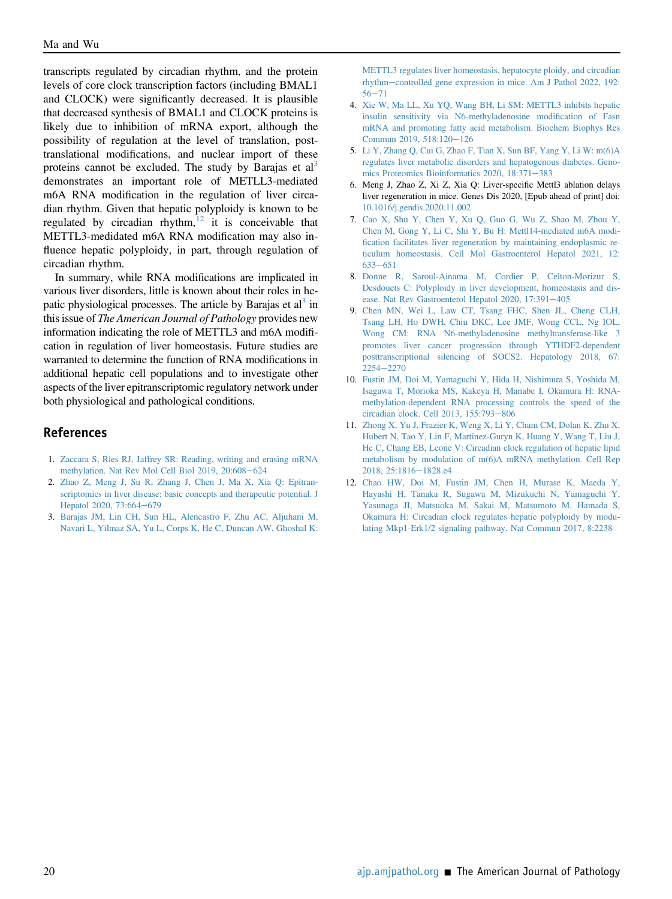transcripts regulated by circadian rhythm, and the protein levels of core clock transcription factors (including BMAL1 and CLOCK) were significantly decreased. It is plausible that decreased synthesis of BMAL1 and CLOCK proteins is likely due to inhibition of mRNA export, although the possibility of regulation at the level of translation, post-translational modifications, and nuclear import of these proteins cannot be excluded. The study by Barajas et al[3] demonstrates an important role of METLL3-mediated m6A RNA modification in the regulation of liver circadian rhythm. Given that hepatic polyploidy is known to be regulated by circadian rhythm,[12] it is conceivable that METTL3-medidated m6A RNA modification may also influence hepatic polyploidy, in part, through regulation of circadian rhythm.

In summary, while RNA modifications are implicated in various liver disorders, little is known about their roles in hepatic physiological processes. The article by Barajas et al[3] in this issue of *The American Journal of Pathology* provides new information indicating the role of METTL3 and m6A modification in regulation of liver homeostasis. Future studies are warranted to determine the function of RNA modifications in additional hepatic cell populations and to investigate other aspects of the liver epitranscriptomic regulatory network under both physiological and pathological conditions.

## References

1. Zaccara S, Ries RJ, Jaffrey SR: Reading, writing and erasing mRNA methylation. Nat Rev Mol Cell Biol 2019, 20:608–624
2. Zhao Z, Meng J, Su R, Zhang J, Chen J, Ma X, Xia Q: Epitranscriptomics in liver disease: basic concepts and therapeutic potential. J Hepatol 2020, 73:664–679
3. Barajas JM, Lin CH, Sun HL, Alencastro F, Zhu AC, Aljuhani M, Navari L, Yilmaz SA, Yu L, Corps K, He C, Duncan AW, Ghoshal K: METTL3 regulates liver homeostasis, hepatocyte ploidy, and circadian rhythm–controlled gene expression in mice. Am J Pathol 2022, 192:56–71
4. Xie W, Ma LL, Xu YQ, Wang BH, Li SM: METTL3 inhibits hepatic insulin sensitivity via N6-methyladenosine modification of Fasn mRNA and promoting fatty acid metabolism. Biochem Biophys Res Commun 2019, 518:120–126
5. Li Y, Zhang Q, Cui G, Zhao F, Tian X, Sun BF, Yang Y, Li W: m(6)A regulates liver metabolic disorders and hepatogenous diabetes. Genomics Proteomics Bioinformatics 2020, 18:371–383
6. Meng J, Zhao Z, Xi Z, Xia Q: Liver-specific Mettl3 ablation delays liver regeneration in mice. Genes Dis 2020, [Epub ahead of print] doi: 10.1016/j.gendis.2020.11.002
7. Cao X, Shu Y, Chen Y, Xu Q, Guo G, Wu Z, Shao M, Zhou Y, Chen M, Gong Y, Li C, Shi Y, Bu H: Mettl14-mediated m6A modification facilitates liver regeneration by maintaining endoplasmic reticulum homeostasis. Cell Mol Gastroenterol Hepatol 2021, 12:633–651
8. Donne R, Saroul-Ainama M, Cordier P, Celton-Morizur S, Desdouets C: Polyploidy in liver development, homeostasis and disease. Nat Rev Gastroenterol Hepatol 2020, 17:391–405
9. Chen MN, Wei L, Law CT, Tsang FHC, Shen JL, Cheng CLH, Tsang LH, Ho DWH, Chiu DKC, Lee JMF, Wong CCL, Ng IOL, Wong CM: RNA N6-methyladenosine methyltransferase-like 3 promotes liver cancer progression through YTHDF2-dependent posttranscriptional silencing of SOCS2. Hepatology 2018, 67:2254–2270
10. Fustin JM, Doi M, Yamaguchi Y, Hida H, Nishimura S, Yoshida M, Isagawa T, Morioka MS, Kakeya H, Manabe I, Okamura H: RNA-methylation-dependent RNA processing controls the speed of the circadian clock. Cell 2013, 155:793–806
11. Zhong X, Yu J, Frazier K, Weng X, Li Y, Cham CM, Dolan K, Zhu X, Hubert N, Tao Y, Lin F, Martinez-Guryn K, Huang Y, Wang T, Liu J, He C, Chang EB, Leone V: Circadian clock regulation of hepatic lipid metabolism by modulation of m(6)A mRNA methylation. Cell Rep 2018, 25:1816–1828.e4
12. Chao HW, Doi M, Fustin JM, Chen H, Murase K, Maeda Y, Hayashi H, Tanaka R, Sugawa M, Mizukuchi N, Yamaguchi Y, Yasunaga JI, Matsuoka M, Sakai M, Matsumoto M, Hamada S, Okamura H: Circadian clock regulates hepatic polyploidy by modulating Mkp1-Erk1/2 signaling pathway. Nat Commun 2017, 8:2238